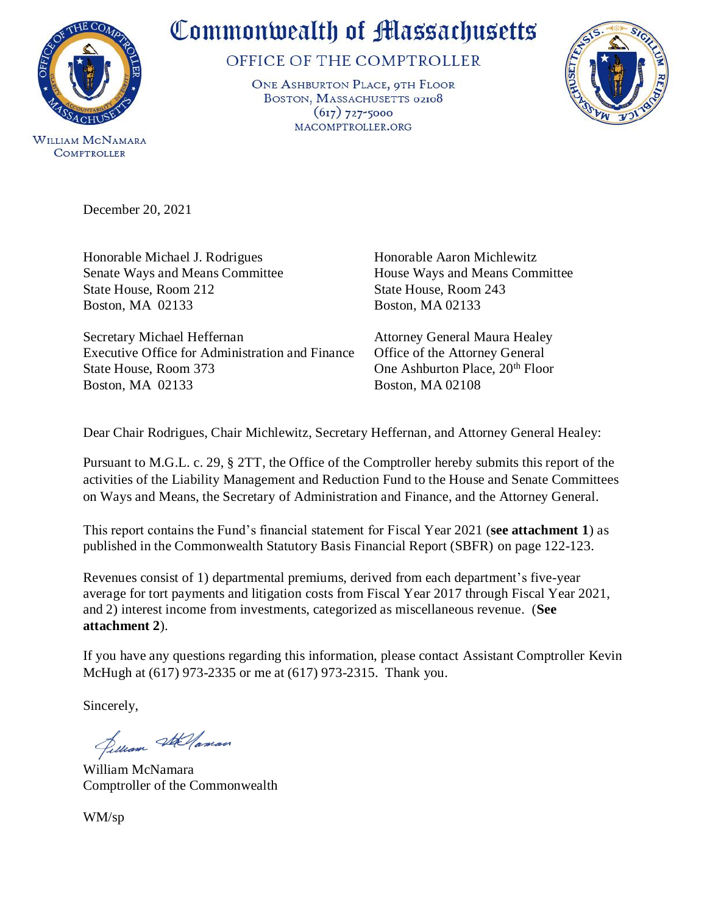# Commonwealth of Massachusetts

## OFFICE OF THE COMPTROLLER

ONE ASHBURTON PLACE, 9TH FLOOR
BOSTON, MASSACHUSETTS 02108
(617) 727-5000
MACOMPTROLLER.ORG

WILLIAM MCNAMARA
COMPTROLLER

December 20, 2021

Honorable Michael J. Rodrigues
Senate Ways and Means Committee
State House, Room 212
Boston, MA 02133

Honorable Aaron Michlewitz
House Ways and Means Committee
State House, Room 243
Boston, MA 02133

Secretary Michael Heffernan
Executive Office for Administration and Finance
State House, Room 373
Boston, MA 02133

Attorney General Maura Healey
Office of the Attorney General
One Ashburton Place, 20th Floor
Boston, MA 02108

Dear Chair Rodrigues, Chair Michlewitz, Secretary Heffernan, and Attorney General Healey:

Pursuant to M.G.L. c. 29, § 2TT, the Office of the Comptroller hereby submits this report of the activities of the Liability Management and Reduction Fund to the House and Senate Committees on Ways and Means, the Secretary of Administration and Finance, and the Attorney General.

This report contains the Fund's financial statement for Fiscal Year 2021 (**see attachment 1**) as published in the Commonwealth Statutory Basis Financial Report (SBFR) on page 122-123.

Revenues consist of 1) departmental premiums, derived from each department's five-year average for tort payments and litigation costs from Fiscal Year 2017 through Fiscal Year 2021, and 2) interest income from investments, categorized as miscellaneous revenue. (**See attachment 2**).

If you have any questions regarding this information, please contact Assistant Comptroller Kevin McHugh at (617) 973-2335 or me at (617) 973-2315. Thank you.

Sincerely,

William McNamara
Comptroller of the Commonwealth

WM/sp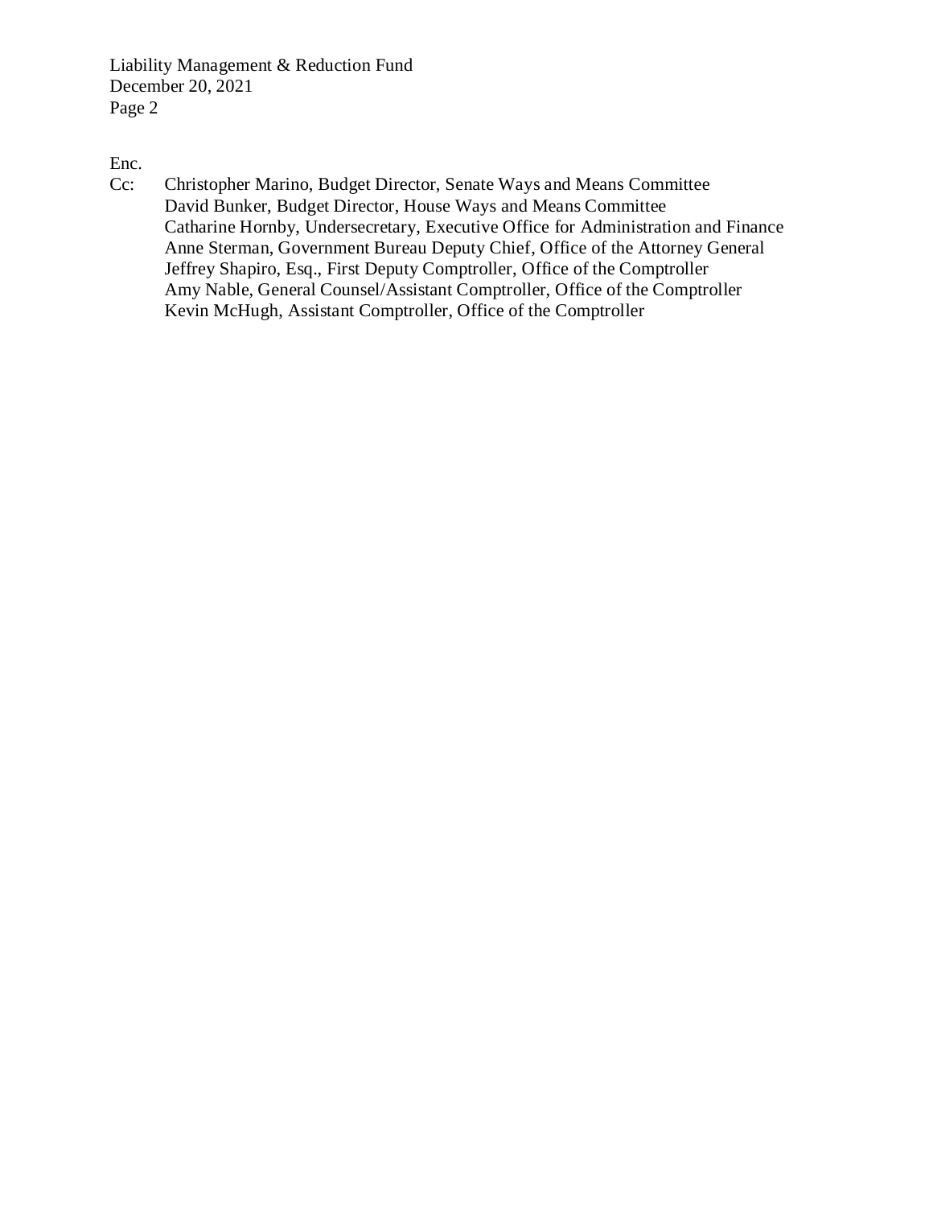Enc.

Cc: Christopher Marino, Budget Director, Senate Ways and Means Committee
David Bunker, Budget Director, House Ways and Means Committee
Catharine Hornby, Undersecretary, Executive Office for Administration and Finance
Anne Sterman, Government Bureau Deputy Chief, Office of the Attorney General
Jeffrey Shapiro, Esq., First Deputy Comptroller, Office of the Comptroller
Amy Nable, General Counsel/Assistant Comptroller, Office of the Comptroller
Kevin McHugh, Assistant Comptroller, Office of the Comptroller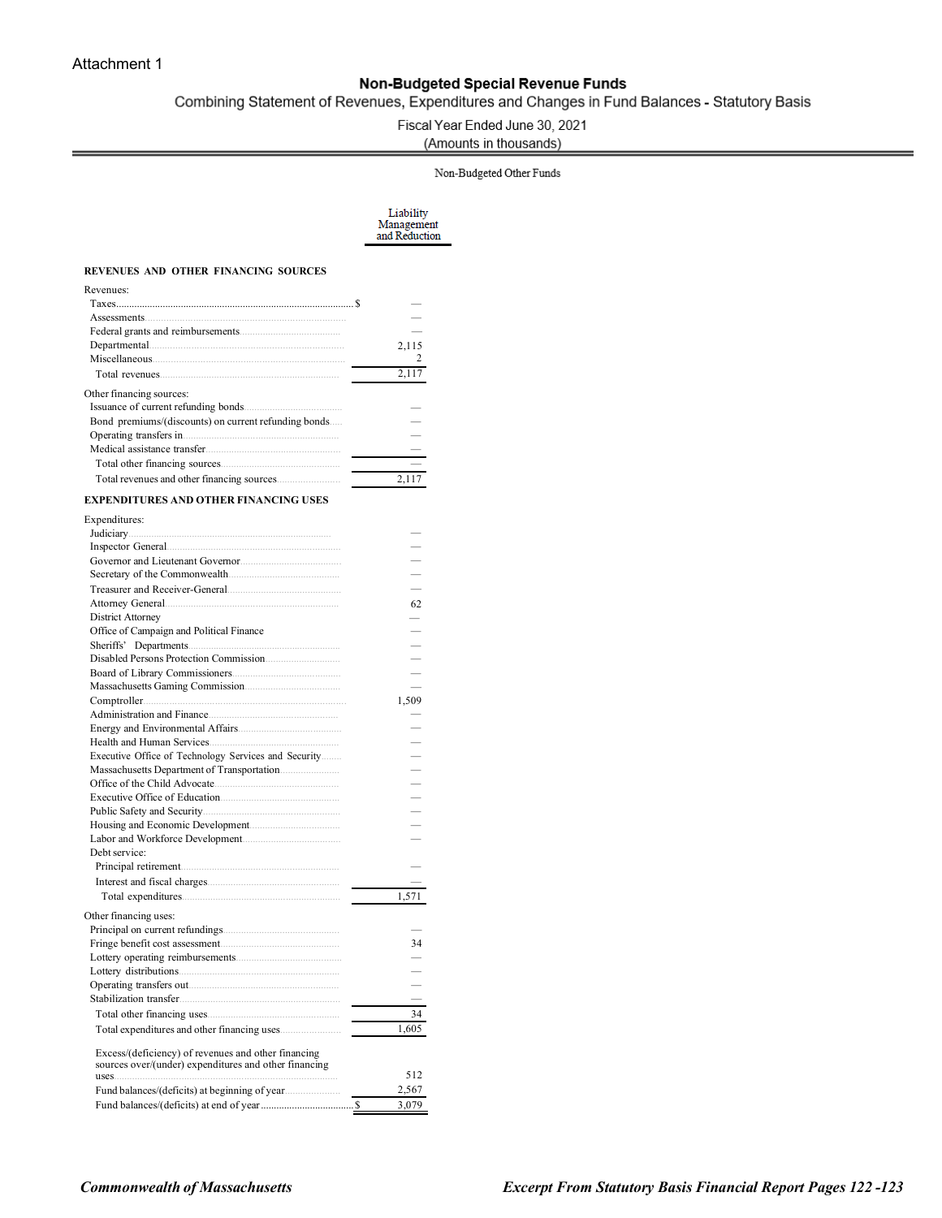Attachment 1

# Non-Budgeted Special Revenue Funds

## Combining Statement of Revenues, Expenditures and Changes in Fund Balances - Statutory Basis

Fiscal Year Ended June 30, 2021

(Amounts in thousands)

| | Non-Budgeted Other Funds |
|---|---|
| | Liability Management and Reduction |
| **REVENUES AND OTHER FINANCING SOURCES** | |
| Revenues: | |
| Taxes | $ — |
| Assessments | — |
| Federal grants and reimbursements | — |
| Departmental | 2,115 |
| Miscellaneous | 2 |
| Total revenues | 2,117 |
| Other financing sources: | |
| Issuance of current refunding bonds | — |
| Bond premiums/(discounts) on current refunding bonds | — |
| Operating transfers in | — |
| Medical assistance transfer | — |
| Total other financing sources | — |
| Total revenues and other financing sources | 2,117 |
| **EXPENDITURES AND OTHER FINANCING USES** | |
| Expenditures: | |
| Judiciary | — |
| Inspector General | — |
| Governor and Lieutenant Governor | — |
| Secretary of the Commonwealth | — |
| Treasurer and Receiver-General | — |
| Attorney General | 62 |
| District Attorney | — |
| Office of Campaign and Political Finance | — |
| Sheriffs' Departments | — |
| Disabled Persons Protection Commission | — |
| Board of Library Commissioners | — |
| Massachusetts Gaming Commission | — |
| Comptroller | 1,509 |
| Administration and Finance | — |
| Energy and Environmental Affairs | — |
| Health and Human Services | — |
| Executive Office of Technology Services and Security | — |
| Massachusetts Department of Transportation | — |
| Office of the Child Advocate | — |
| Executive Office of Education | — |
| Public Safety and Security | — |
| Housing and Economic Development | — |
| Labor and Workforce Development | — |
| Debt service: | |
| Principal retirement | — |
| Interest and fiscal charges | — |
| Total expenditures | 1,571 |
| Other financing uses: | |
| Principal on current refundings | — |
| Fringe benefit cost assessment | 34 |
| Lottery operating reimbursements | — |
| Lottery distributions | — |
| Operating transfers out | — |
| Stabilization transfer | — |
| Total other financing uses | 34 |
| Total expenditures and other financing uses | 1,605 |
| Excess/(deficiency) of revenues and other financing sources over/(under) expenditures and other financing uses | 512 |
| Fund balances/(deficits) at beginning of year | 2,567 |
| Fund balances/(deficits) at end of year | $ 3,079 |

***Commonwealth of Massachusetts*** — ***Excerpt From Statutory Basis Financial Report Pages 122 -123***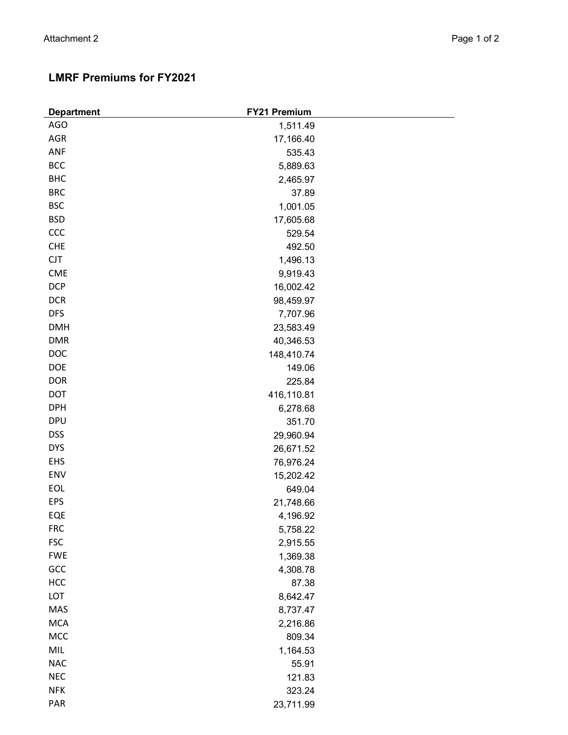Attachment 2

## LMRF Premiums for FY2021

| Department | FY21 Premium |
|---|---|
| AGO | 1,511.49 |
| AGR | 17,166.40 |
| ANF | 535.43 |
| BCC | 5,889.63 |
| BHC | 2,465.97 |
| BRC | 37.89 |
| BSC | 1,001.05 |
| BSD | 17,605.68 |
| CCC | 529.54 |
| CHE | 492.50 |
| CJT | 1,496.13 |
| CME | 9,919.43 |
| DCP | 16,002.42 |
| DCR | 98,459.97 |
| DFS | 7,707.96 |
| DMH | 23,583.49 |
| DMR | 40,346.53 |
| DOC | 148,410.74 |
| DOE | 149.06 |
| DOR | 225.84 |
| DOT | 416,110.81 |
| DPH | 6,278.68 |
| DPU | 351.70 |
| DSS | 29,960.94 |
| DYS | 26,671.52 |
| EHS | 76,976.24 |
| ENV | 15,202.42 |
| EOL | 649.04 |
| EPS | 21,748.66 |
| EQE | 4,196.92 |
| FRC | 5,758.22 |
| FSC | 2,915.55 |
| FWE | 1,369.38 |
| GCC | 4,308.78 |
| HCC | 87.38 |
| LOT | 8,642.47 |
| MAS | 8,737.47 |
| MCA | 2,216.86 |
| MCC | 809.34 |
| MIL | 1,164.53 |
| NAC | 55.91 |
| NEC | 121.83 |
| NFK | 323.24 |
| PAR | 23,711.99 |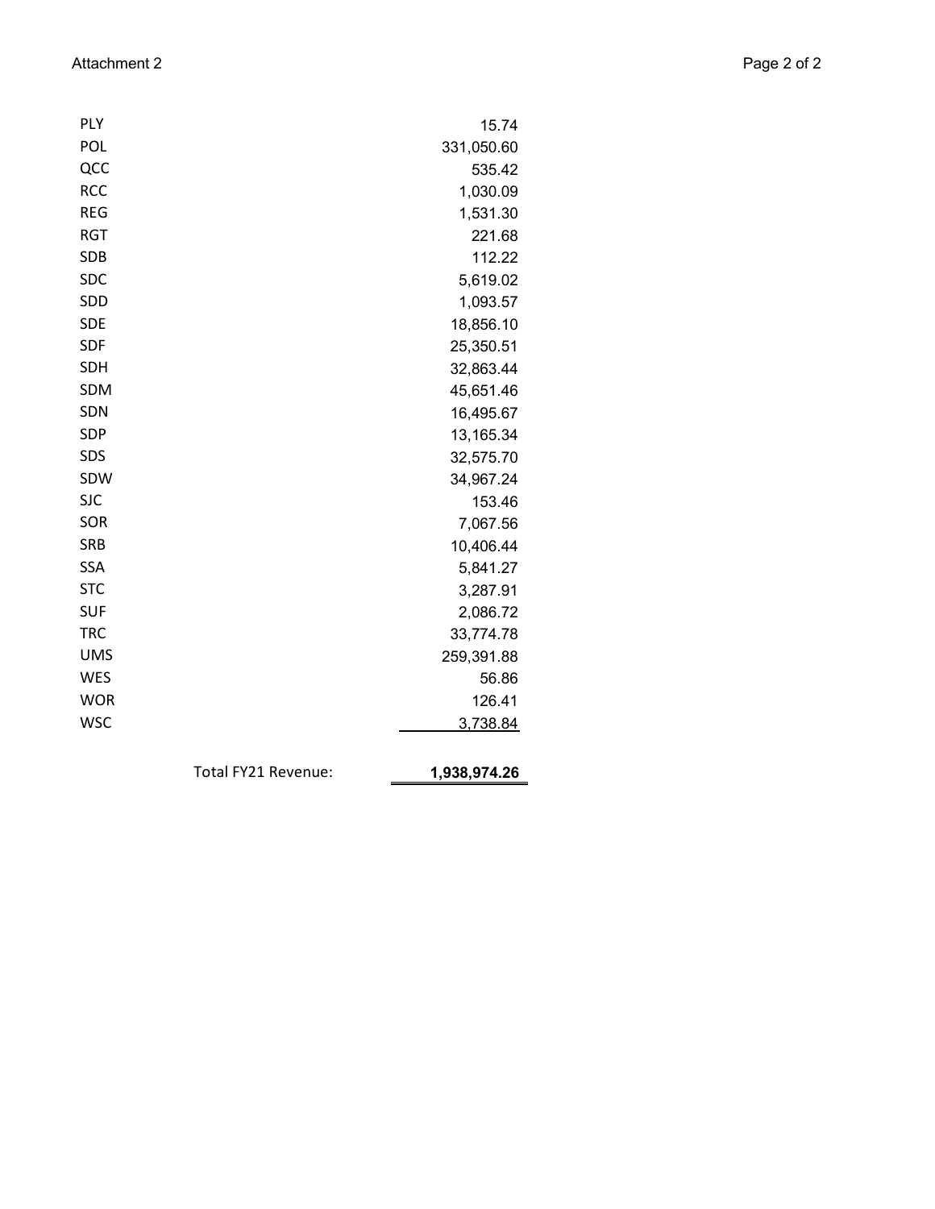| | | |
|---|---|---|
| PLY | | 15.74 |
| POL | | 331,050.60 |
| QCC | | 535.42 |
| RCC | | 1,030.09 |
| REG | | 1,531.30 |
| RGT | | 221.68 |
| SDB | | 112.22 |
| SDC | | 5,619.02 |
| SDD | | 1,093.57 |
| SDE | | 18,856.10 |
| SDF | | 25,350.51 |
| SDH | | 32,863.44 |
| SDM | | 45,651.46 |
| SDN | | 16,495.67 |
| SDP | | 13,165.34 |
| SDS | | 32,575.70 |
| SDW | | 34,967.24 |
| SJC | | 153.46 |
| SOR | | 7,067.56 |
| SRB | | 10,406.44 |
| SSA | | 5,841.27 |
| STC | | 3,287.91 |
| SUF | | 2,086.72 |
| TRC | | 33,774.78 |
| UMS | | 259,391.88 |
| WES | | 56.86 |
| WOR | | 126.41 |
| WSC | | 3,738.84 |
| | Total FY21 Revenue: | **1,938,974.26** |